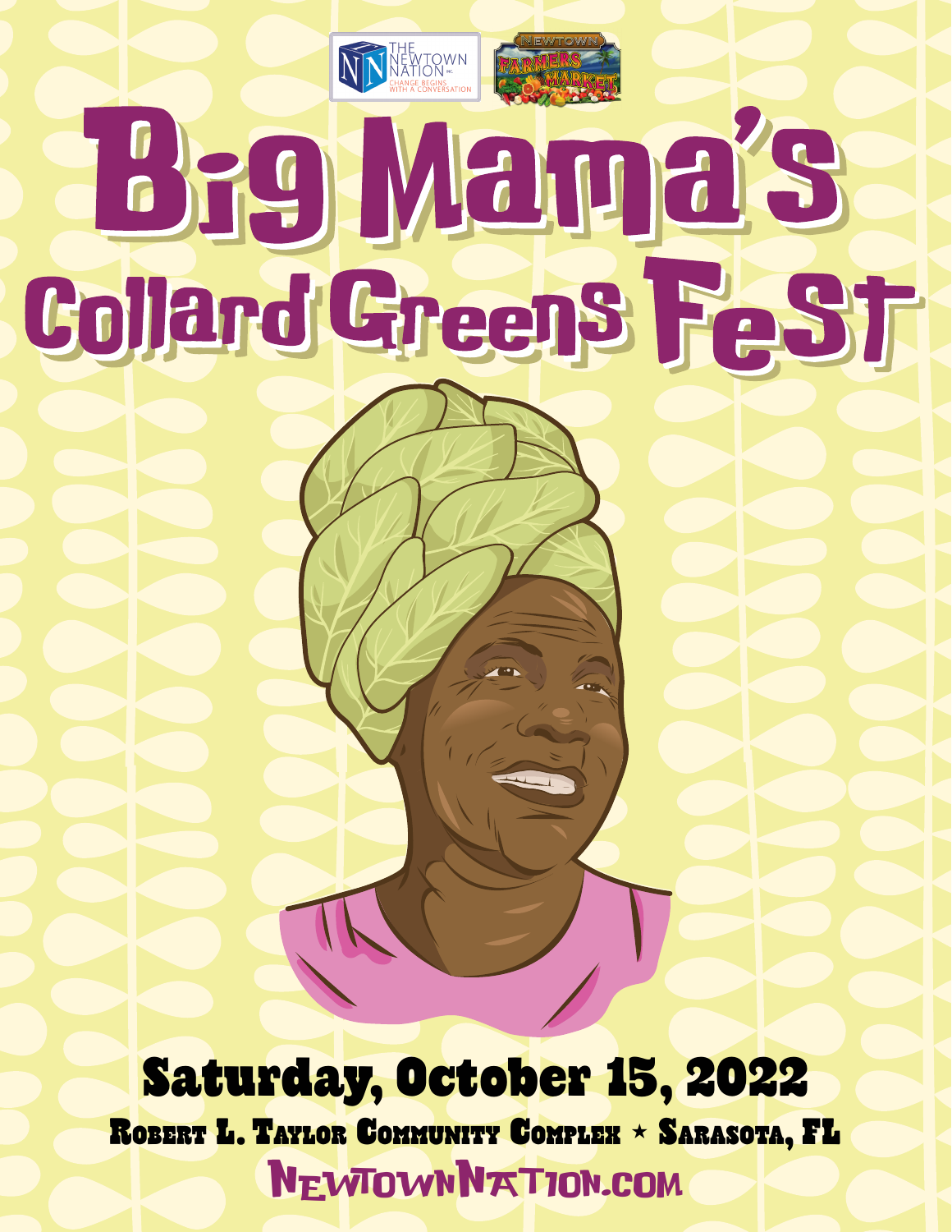THE NEWTOWN NATION INC. CHANGE BEGINS WITH A CONVERSATION

NEWTOWN FARMERS MARKET

# Big Mama's Collard Greens Fest

## Saturday, October 15, 2022

**Robert L. Taylor Community Complex ⋆ Sarasota, FL**

**NewtownNation.com**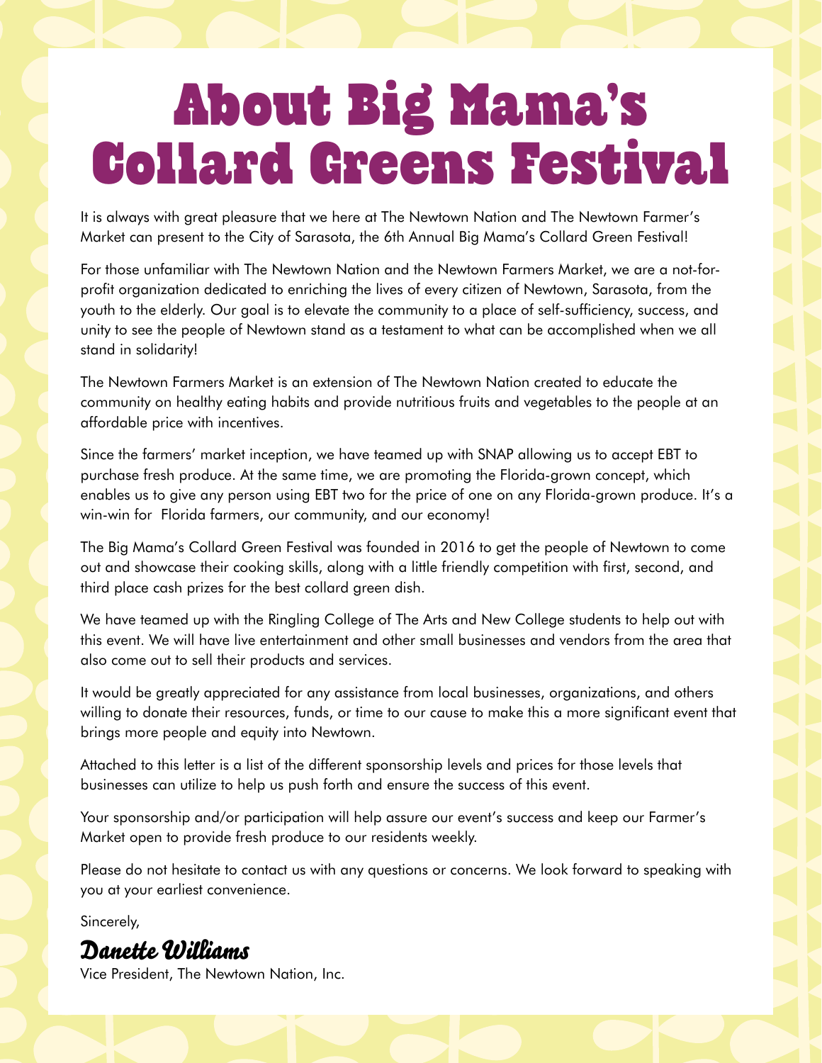# About Big Mama's Collard Greens Festival

It is always with great pleasure that we here at The Newtown Nation and The Newtown Farmer's Market can present to the City of Sarasota, the 6th Annual Big Mama's Collard Green Festival!

For those unfamiliar with The Newtown Nation and the Newtown Farmers Market, we are a not-for-profit organization dedicated to enriching the lives of every citizen of Newtown, Sarasota, from the youth to the elderly. Our goal is to elevate the community to a place of self-sufficiency, success, and unity to see the people of Newtown stand as a testament to what can be accomplished when we all stand in solidarity!

The Newtown Farmers Market is an extension of The Newtown Nation created to educate the community on healthy eating habits and provide nutritious fruits and vegetables to the people at an affordable price with incentives.

Since the farmers' market inception, we have teamed up with SNAP allowing us to accept EBT to purchase fresh produce. At the same time, we are promoting the Florida-grown concept, which enables us to give any person using EBT two for the price of one on any Florida-grown produce. It's a win-win for Florida farmers, our community, and our economy!

The Big Mama's Collard Green Festival was founded in 2016 to get the people of Newtown to come out and showcase their cooking skills, along with a little friendly competition with first, second, and third place cash prizes for the best collard green dish.

We have teamed up with the Ringling College of The Arts and New College students to help out with this event. We will have live entertainment and other small businesses and vendors from the area that also come out to sell their products and services.

It would be greatly appreciated for any assistance from local businesses, organizations, and others willing to donate their resources, funds, or time to our cause to make this a more significant event that brings more people and equity into Newtown.

Attached to this letter is a list of the different sponsorship levels and prices for those levels that businesses can utilize to help us push forth and ensure the success of this event.

Your sponsorship and/or participation will help assure our event's success and keep our Farmer's Market open to provide fresh produce to our residents weekly.

Please do not hesitate to contact us with any questions or concerns. We look forward to speaking with you at your earliest convenience.

Sincerely,

*Danette Williams*

Vice President, The Newtown Nation, Inc.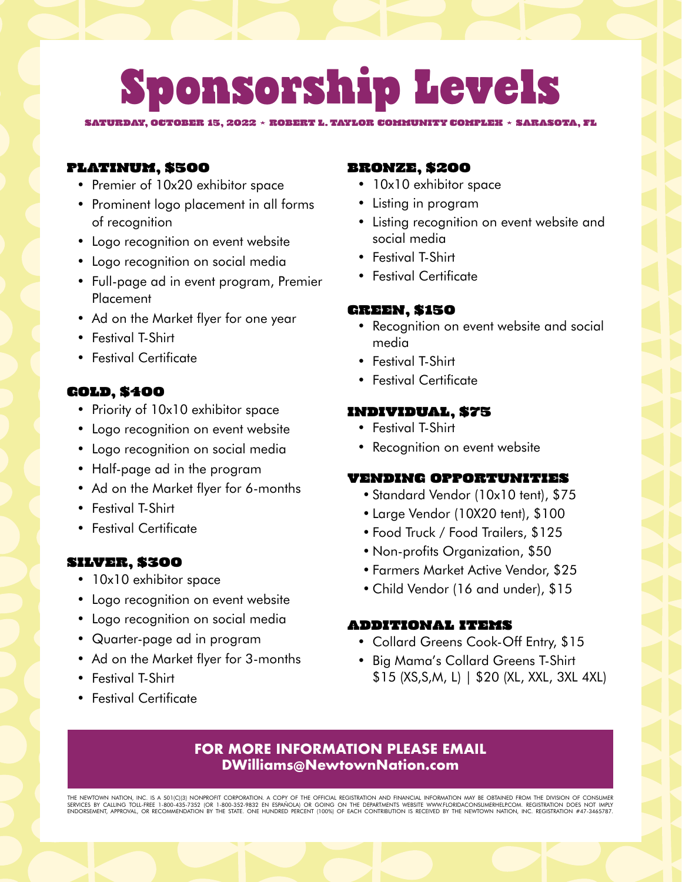# Sponsorship Levels

**SATURDAY, OCTOBER 15, 2022 ⋆ ROBERT L. TAYLOR COMMUNITY COMPLEX ⋆ SARASOTA, FL**

### PLATINUM, $500

- Premier of 10x20 exhibitor space
- Prominent logo placement in all forms of recognition
- Logo recognition on event website
- Logo recognition on social media
- Full-page ad in event program, Premier Placement
- Ad on the Market flyer for one year
- Festival T-Shirt
- Festival Certificate

### GOLD, $400

- Priority of 10x10 exhibitor space
- Logo recognition on event website
- Logo recognition on social media
- Half-page ad in the program
- Ad on the Market flyer for 6-months
- Festival T-Shirt
- Festival Certificate

### SILVER, $300

- 10x10 exhibitor space
- Logo recognition on event website
- Logo recognition on social media
- Quarter-page ad in program
- Ad on the Market flyer for 3-months
- Festival T-Shirt
- Festival Certificate

### BRONZE, $200

- 10x10 exhibitor space
- Listing in program
- Listing recognition on event website and social media
- Festival T-Shirt
- Festival Certificate

### GREEN, $150

- Recognition on event website and social media
- Festival T-Shirt
- Festival Certificate

### INDIVIDUAL, $75

- Festival T-Shirt
- Recognition on event website

### VENDING OPPORTUNITIES

- Standard Vendor (10x10 tent), $75
- Large Vendor (10X20 tent), $100
- Food Truck / Food Trailers, $125
- Non-profits Organization, $50
- Farmers Market Active Vendor, $25
- Child Vendor (16 and under), $15

### ADDITIONAL ITEMS

- Collard Greens Cook-Off Entry, $15
- Big Mama's Collard Greens T-Shirt
  $15 (XS,S,M, L) | $20 (XL, XXL, 3XL 4XL)

**FOR MORE INFORMATION PLEASE EMAIL**
**DWilliams@NewtownNation.com**

THE NEWTOWN NATION, INC. IS A 501(C)(3) NONPROFIT CORPORATION. A COPY OF THE OFFICIAL REGISTRATION AND FINANCIAL INFORMATION MAY BE OBTAINED FROM THE DIVISION OF CONSUMER SERVICES BY CALLING TOLL-FREE 1-800-435-7352 (OR 1-800-352-9832 EN ESPAÑOLA) OR GOING ON THE DEPARTMENTS WEBSITE WWW.FLORIDACONSUMERHELP.COM. REGISTRATION DOES NOT IMPLY ENDORSEMENT, APPROVAL, OR RECOMMENDATION BY THE STATE. ONE HUNDRED PERCENT (100%) OF EACH CONTRIBUTION IS RECEIVED BY THE NEWTOWN NATION, INC. REGISTRATION #47-3465787.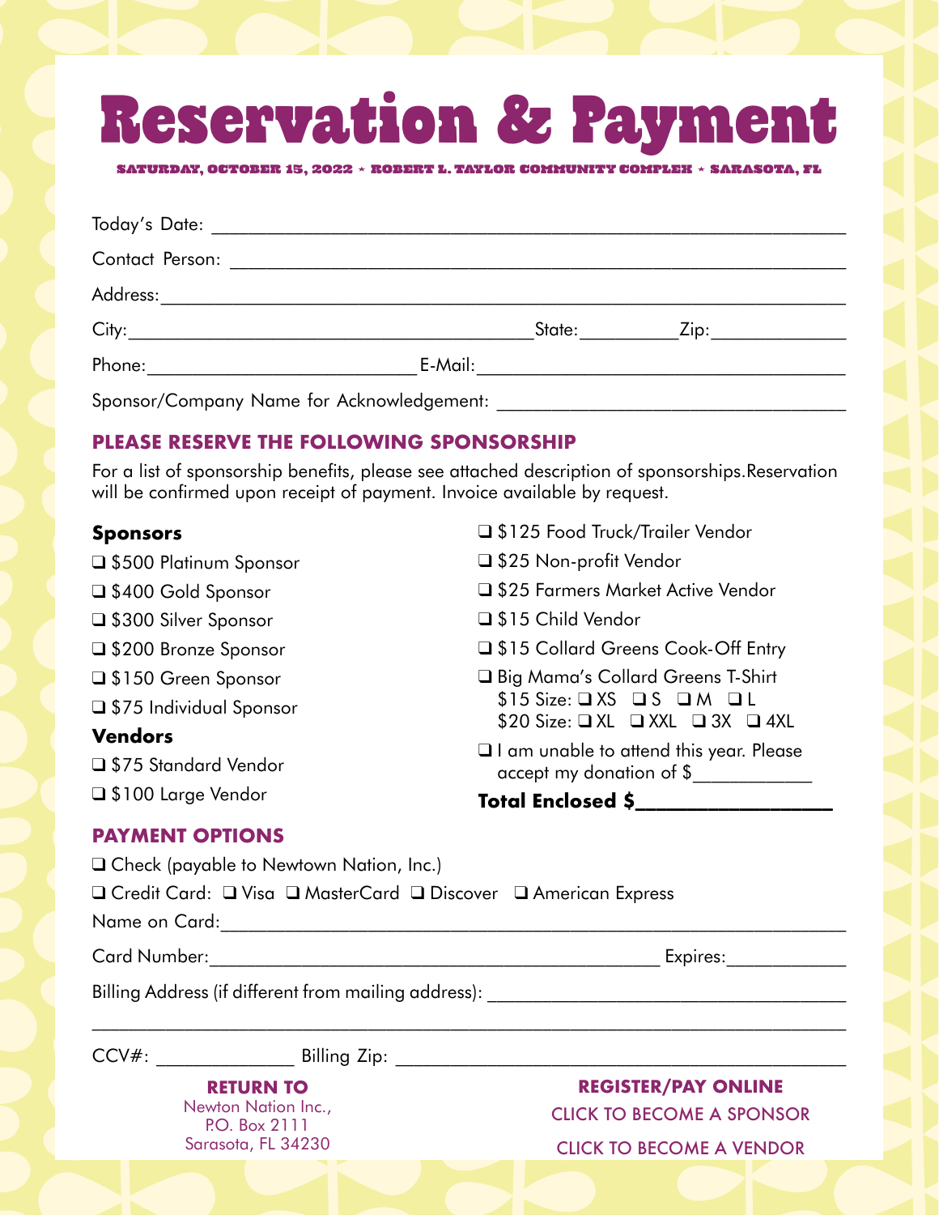# Reservation & Payment

**SATURDAY, OCTOBER 15, 2022 • ROBERT L. TAYLOR COMMUNITY COMPLEX • SARASOTA, FL**

Today's Date: ______________________________________________

Contact Person: ______________________________________________

Address: ______________________________________________

City: ______________________________ State: __________ Zip: ______________

Phone: __________________________ E-Mail: ______________________________

Sponsor/Company Name for Acknowledgement: ______________________________

## PLEASE RESERVE THE FOLLOWING SPONSORSHIP

For a list of sponsorship benefits, please see attached description of sponsorships.Reservation will be confirmed upon receipt of payment. Invoice available by request.

### Sponsors

- ❑ $500 Platinum Sponsor
- ❑ $400 Gold Sponsor
- ❑ $300 Silver Sponsor
- ❑ $200 Bronze Sponsor
- ❑ $150 Green Sponsor
- ❑ $75 Individual Sponsor

### Vendors

- ❑ $75 Standard Vendor
- ❑ $100 Large Vendor
- ❑ $125 Food Truck/Trailer Vendor
- ❑ $25 Non-profit Vendor
- ❑ $25 Farmers Market Active Vendor
- ❑ $15 Child Vendor
- ❑ $15 Collard Greens Cook-Off Entry
- ❑ Big Mama's Collard Greens T-Shirt
  - $15 Size: ❑ XS ❑ S ❑ M ❑ L
  - $20 Size: ❑ XL ❑ XXL ❑ 3X ❑ 4XL
- ❑ I am unable to attend this year. Please accept my donation of $____________

**Total Enclosed $__________________**

## PAYMENT OPTIONS

❑ Check (payable to Newtown Nation, Inc.)

❑ Credit Card: ❑ Visa ❑ MasterCard ❑ Discover ❑ American Express

Name on Card: ______________________________________________

Card Number: ______________________________ Expires: ____________

Billing Address (if different from mailing address): ______________________________

______________________________________________

CCV#: ______________ Billing Zip: ______________________________

**RETURN TO**

Newton Nation Inc.,
P.O. Box 2111
Sarasota, FL 34230

**REGISTER/PAY ONLINE**

CLICK TO BECOME A SPONSOR

CLICK TO BECOME A VENDOR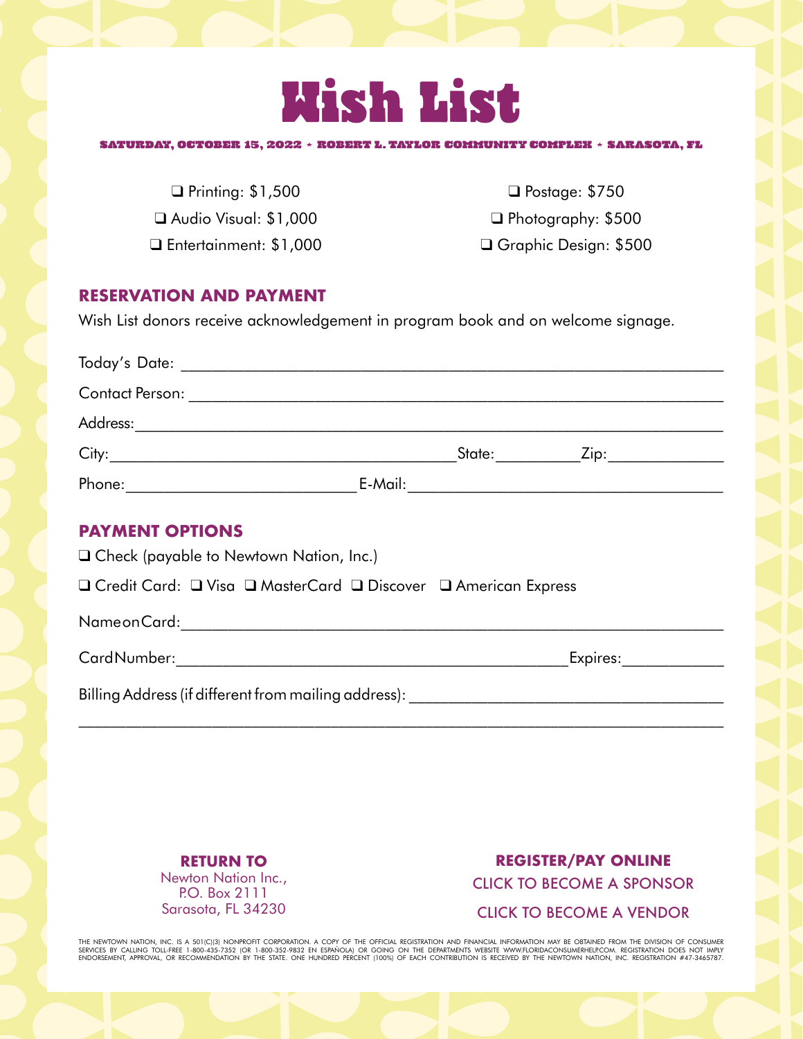# Wish List

**SATURDAY, OCTOBER 15, 2022 ⋆ ROBERT L. TAYLOR COMMUNITY COMPLEX ⋆ SARASOTA, FL**

❑ Printing: $1,500

❑ Audio Visual: $1,000

❑ Entertainment: $1,000

❑ Postage: $750

❑ Photography: $500

❑ Graphic Design: $500

## RESERVATION AND PAYMENT

Wish List donors receive acknowledgement in program book and on welcome signage.

Today's Date: ______________________________________________

Contact Person: ______________________________________________

Address: ______________________________________________

City: __________________________ State: __________ Zip: ____________

Phone: __________________________ E-Mail: __________________________

## PAYMENT OPTIONS

❑ Check (payable to Newtown Nation, Inc.)

❑ Credit Card: ❑ Visa ❑ MasterCard ❑ Discover ❑ American Express

Name on Card: ______________________________________________

Card Number: __________________________________ Expires: ____________

Billing Address (if different from mailing address): ______________________________

______________________________________________________________

**RETURN TO**
Newton Nation Inc.,
P.O. Box 2111
Sarasota, FL 34230

**REGISTER/PAY ONLINE**
CLICK TO BECOME A SPONSOR
CLICK TO BECOME A VENDOR

THE NEWTOWN NATION, INC. IS A 501(C)(3) NONPROFIT CORPORATION. A COPY OF THE OFFICIAL REGISTRATION AND FINANCIAL INFORMATION MAY BE OBTAINED FROM THE DIVISION OF CONSUMER SERVICES BY CALLING TOLL-FREE 1-800-435-7352 (OR 1-800-352-9832 EN ESPAÑOLA) OR GOING ON THE DEPARTMENTS WEBSITE WWW.FLORIDACONSUMERHELP.COM. REGISTRATION DOES NOT IMPLY ENDORSEMENT, APPROVAL, OR RECOMMENDATION BY THE STATE. ONE HUNDRED PERCENT (100%) OF EACH CONTRIBUTION IS RECEIVED BY THE NEWTOWN NATION, INC. REGISTRATION #47-3465787.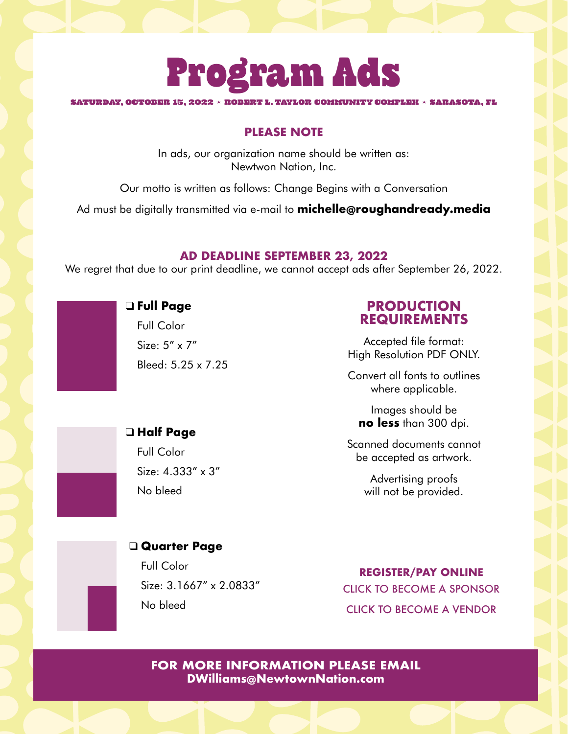# Program Ads

SATURDAY, OCTOBER 15, 2022 • ROBERT L. TAYLOR COMMUNITY COMPLEX • SARASOTA, FL

### PLEASE NOTE

In ads, our organization name should be written as:
Newtwon Nation, Inc.

Our motto is written as follows: Change Begins with a Conversation

Ad must be digitally transmitted via e-mail to **michelle@roughandready.media**

### AD DEADLINE SEPTEMBER 23, 2022

We regret that due to our print deadline, we cannot accept ads after September 26, 2022.

❑ **Full Page**

Full Color

Size: 5″ x 7″

Bleed: 5.25 x 7.25

❑ **Half Page**

Full Color

Size: 4.333″ x 3″

No bleed

❑ **Quarter Page**

Full Color

Size: 3.1667″ x 2.0833″

No bleed

### PRODUCTION REQUIREMENTS

Accepted file format:
High Resolution PDF ONLY.

Convert all fonts to outlines where applicable.

Images should be **no less** than 300 dpi.

Scanned documents cannot be accepted as artwork.

Advertising proofs will not be provided.

### REGISTER/PAY ONLINE

CLICK TO BECOME A SPONSOR

CLICK TO BECOME A VENDOR

**FOR MORE INFORMATION PLEASE EMAIL**
**DWilliams@NewtownNation.com**